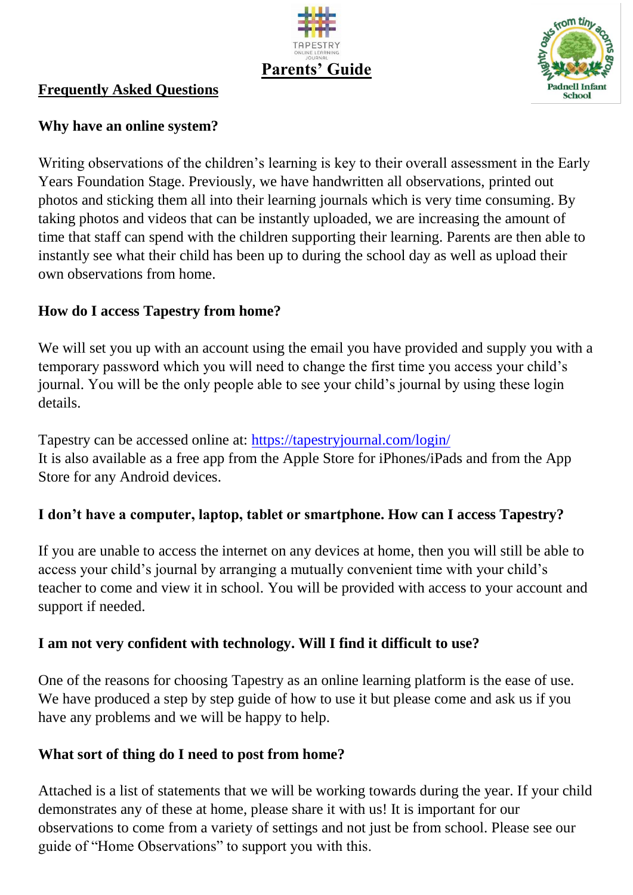# Parents' Guide

## Frequently Asked Questions

### Why have an online system?

Writing observations of the children's learning is key to their overall assessment in the Early Years Foundation Stage. Previously, we have handwritten all observations, printed out photos and sticking them all into their learning journals which is very time consuming. By taking photos and videos that can be instantly uploaded, we are increasing the amount of time that staff can spend with the children supporting their learning. Parents are then able to instantly see what their child has been up to during the school day as well as upload their own observations from home.

### How do I access Tapestry from home?

We will set you up with an account using the email you have provided and supply you with a temporary password which you will need to change the first time you access your child's journal. You will be the only people able to see your child's journal by using these login details.

Tapestry can be accessed online at: https://tapestryjournal.com/login/
It is also available as a free app from the Apple Store for iPhones/iPads and from the App Store for any Android devices.

### I don't have a computer, laptop, tablet or smartphone. How can I access Tapestry?

If you are unable to access the internet on any devices at home, then you will still be able to access your child's journal by arranging a mutually convenient time with your child's teacher to come and view it in school. You will be provided with access to your account and support if needed.

### I am not very confident with technology. Will I find it difficult to use?

One of the reasons for choosing Tapestry as an online learning platform is the ease of use. We have produced a step by step guide of how to use it but please come and ask us if you have any problems and we will be happy to help.

### What sort of thing do I need to post from home?

Attached is a list of statements that we will be working towards during the year. If your child demonstrates any of these at home, please share it with us! It is important for our observations to come from a variety of settings and not just be from school. Please see our guide of "Home Observations" to support you with this.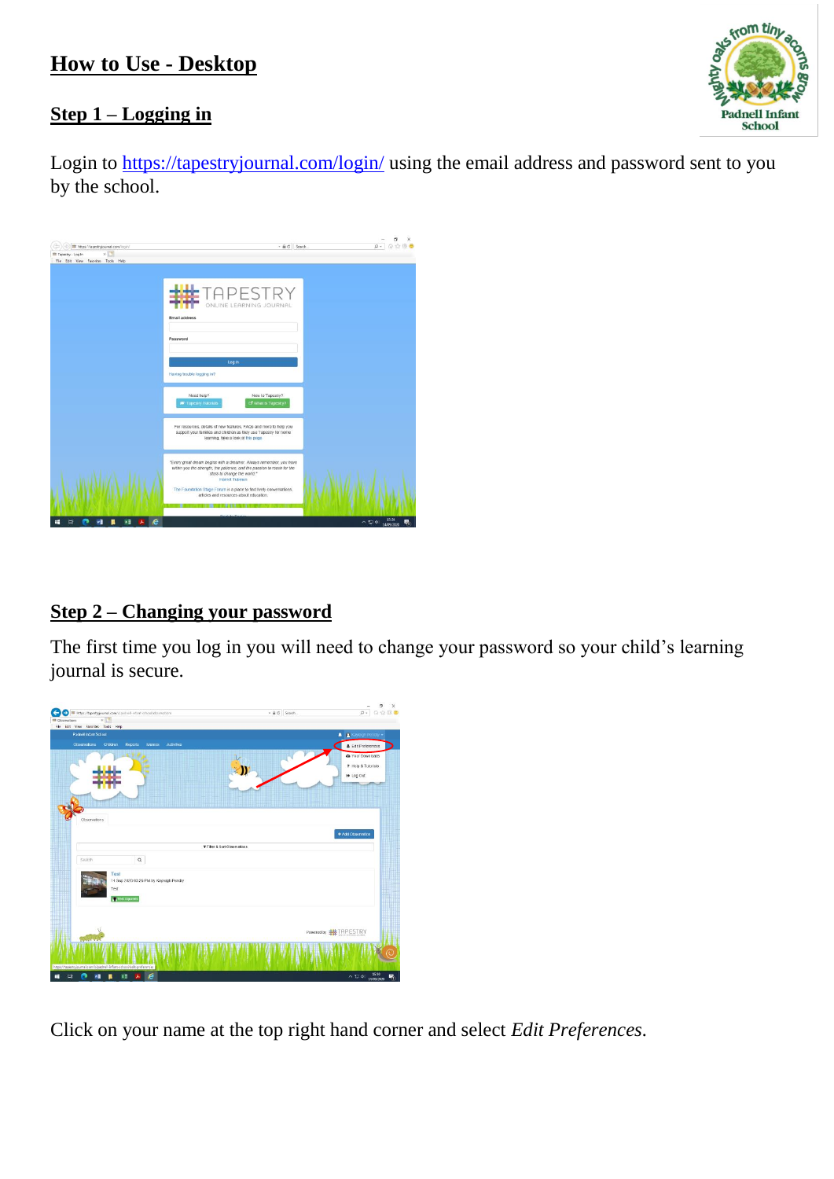# How to Use - Desktop

## Step 1 – Logging in

Login to https://tapestryjournal.com/login/ using the email address and password sent to you by the school.

## Step 2 – Changing your password

The first time you log in you will need to change your password so your child's learning journal is secure.

Click on your name at the top right hand corner and select *Edit Preferences*.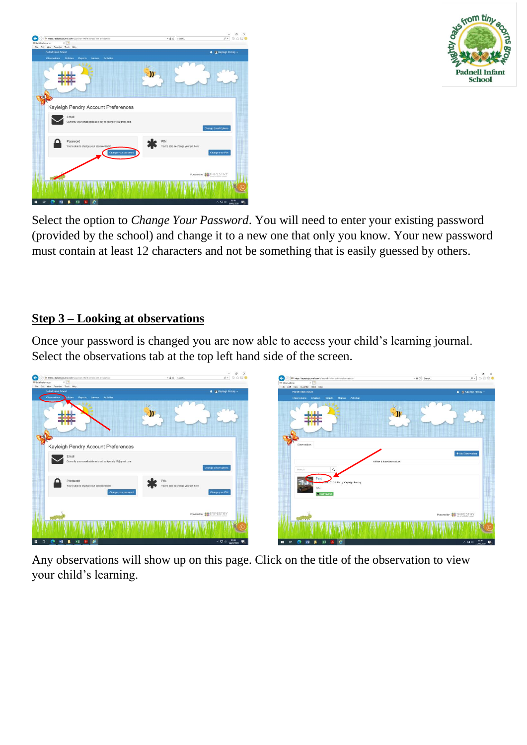Select the option to *Change Your Password*. You will need to enter your existing password (provided by the school) and change it to a new one that only you know. Your new password must contain at least 12 characters and not be something that is easily guessed by others.

## Step 3 – Looking at observations

Once your password is changed you are now able to access your child's learning journal. Select the observations tab at the top left hand side of the screen.

Any observations will show up on this page. Click on the title of the observation to view your child's learning.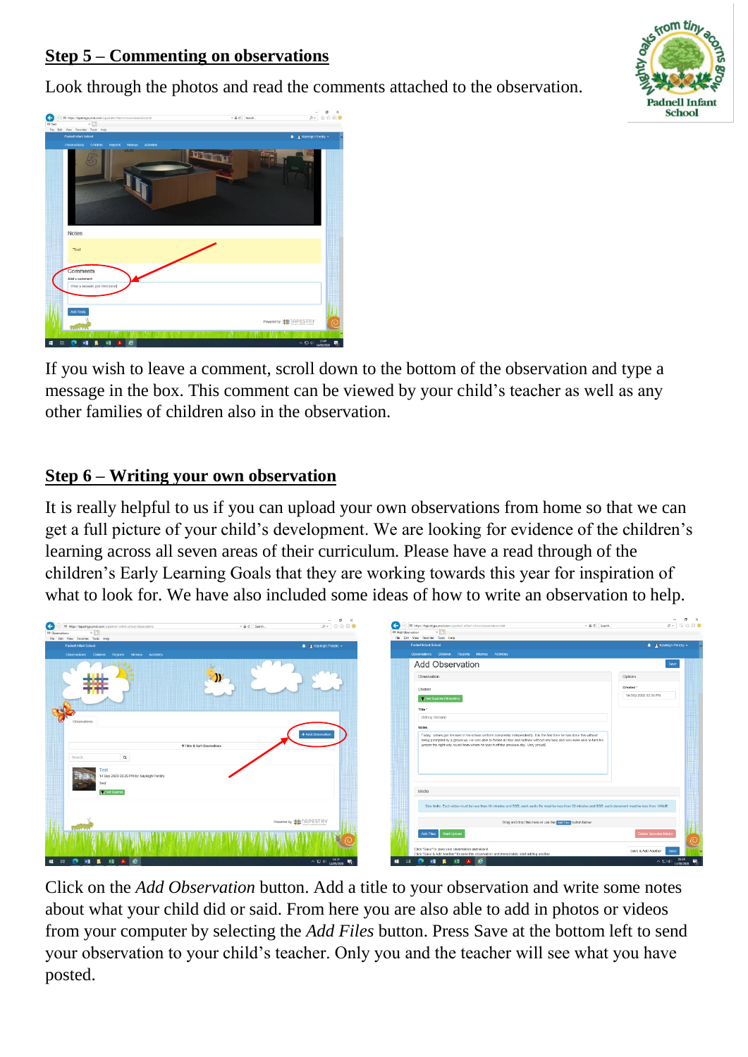## Step 5 – Commenting on observations

Look through the photos and read the comments attached to the observation.

If you wish to leave a comment, scroll down to the bottom of the observation and type a message in the box. This comment can be viewed by your child's teacher as well as any other families of children also in the observation.

## Step 6 – Writing your own observation

It is really helpful to us if you can upload your own observations from home so that we can get a full picture of your child's development. We are looking for evidence of the children's learning across all seven areas of their curriculum. Please have a read through of the children's Early Learning Goals that they are working towards this year for inspiration of what to look for. We have also included some ideas of how to write an observation to help.

Click on the *Add Observation* button. Add a title to your observation and write some notes about what your child did or said. From here you are also able to add in photos or videos from your computer by selecting the *Add Files* button. Press Save at the bottom left to send your observation to your child's teacher. Only you and the teacher will see what you have posted.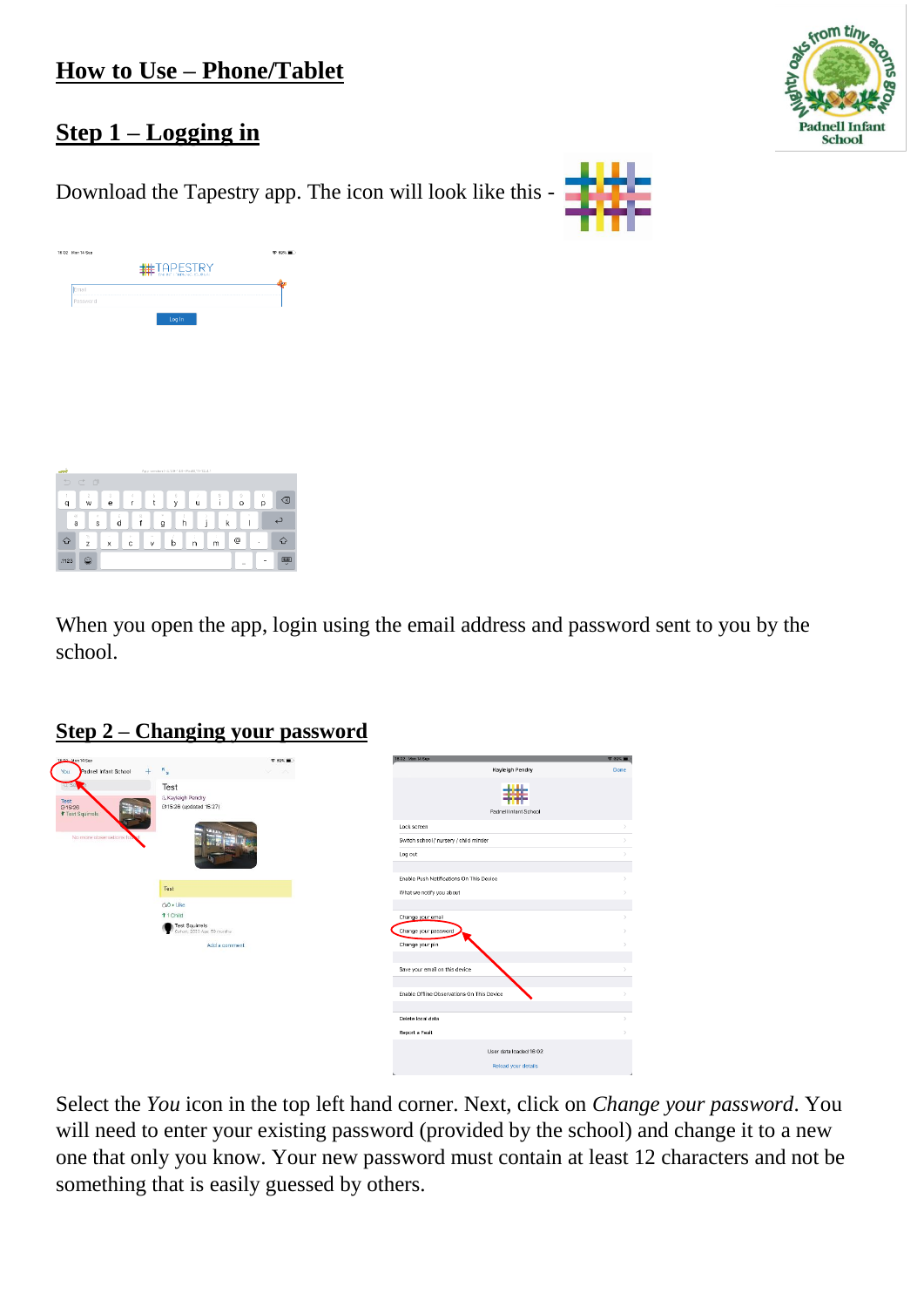# How to Use – Phone/Tablet

## Step 1 – Logging in

Download the Tapestry app. The icon will look like this -

When you open the app, login using the email address and password sent to you by the school.

## Step 2 – Changing your password

Select the *You* icon in the top left hand corner. Next, click on *Change your password*. You will need to enter your existing password (provided by the school) and change it to a new one that only you know. Your new password must contain at least 12 characters and not be something that is easily guessed by others.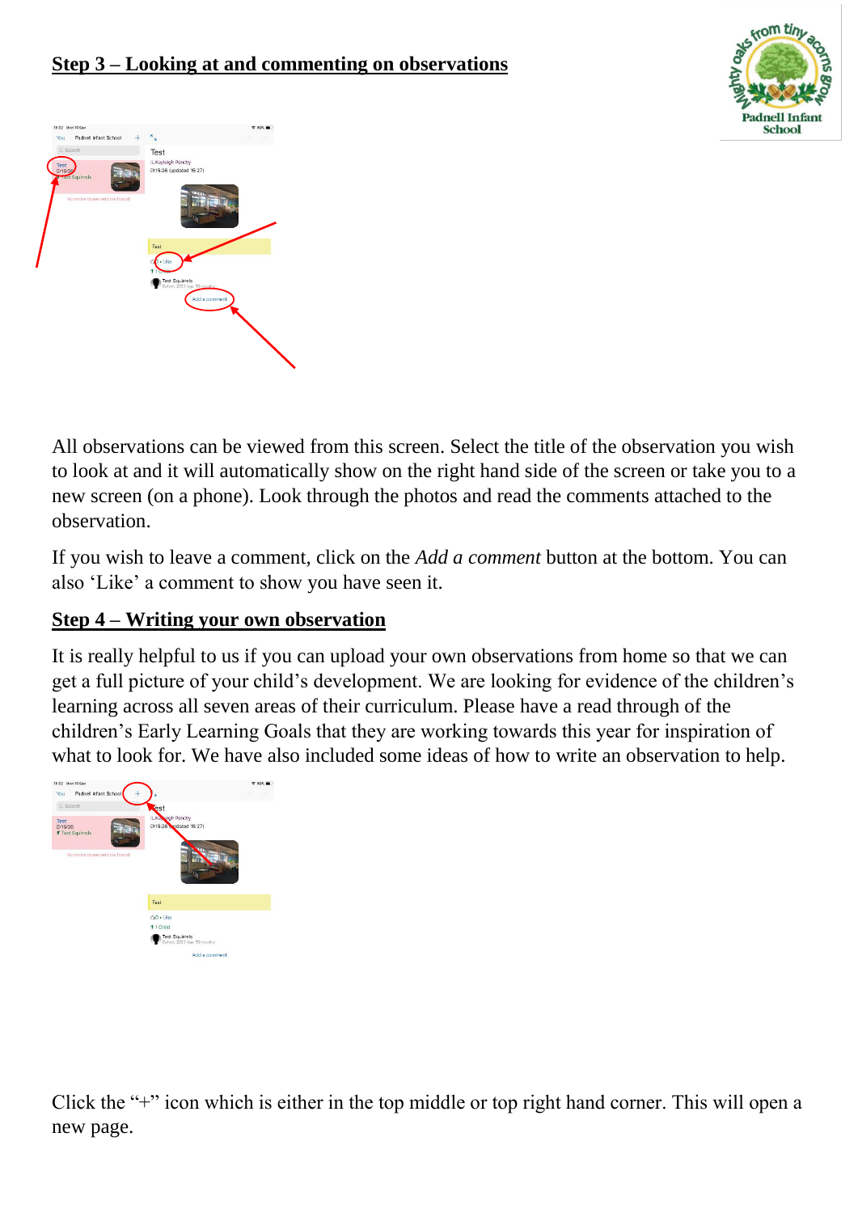## Step 3 – Looking at and commenting on observations

All observations can be viewed from this screen. Select the title of the observation you wish to look at and it will automatically show on the right hand side of the screen or take you to a new screen (on a phone). Look through the photos and read the comments attached to the observation.

If you wish to leave a comment, click on the *Add a comment* button at the bottom. You can also 'Like' a comment to show you have seen it.

## Step 4 – Writing your own observation

It is really helpful to us if you can upload your own observations from home so that we can get a full picture of your child's development. We are looking for evidence of the children's learning across all seven areas of their curriculum. Please have a read through of the children's Early Learning Goals that they are working towards this year for inspiration of what to look for. We have also included some ideas of how to write an observation to help.

Click the "+" icon which is either in the top middle or top right hand corner. This will open a new page.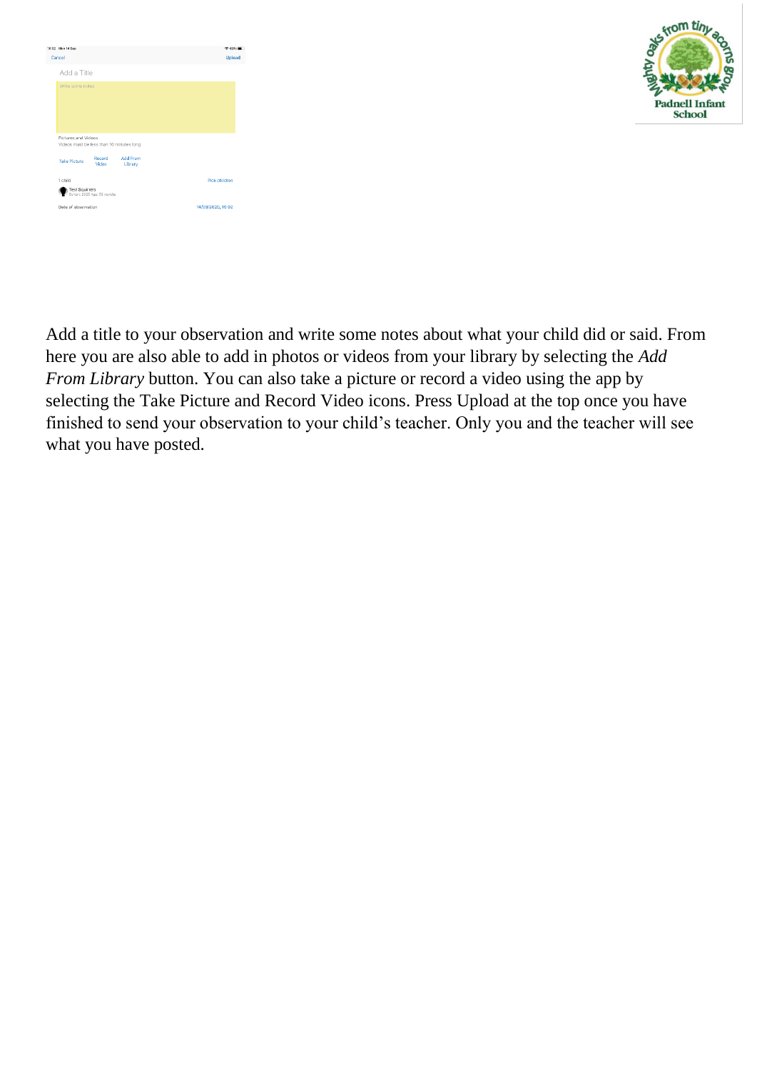Add a title to your observation and write some notes about what your child did or said. From here you are also able to add in photos or videos from your library by selecting the *Add From Library* button. You can also take a picture or record a video using the app by selecting the Take Picture and Record Video icons. Press Upload at the top once you have finished to send your observation to your child's teacher. Only you and the teacher will see what you have posted.